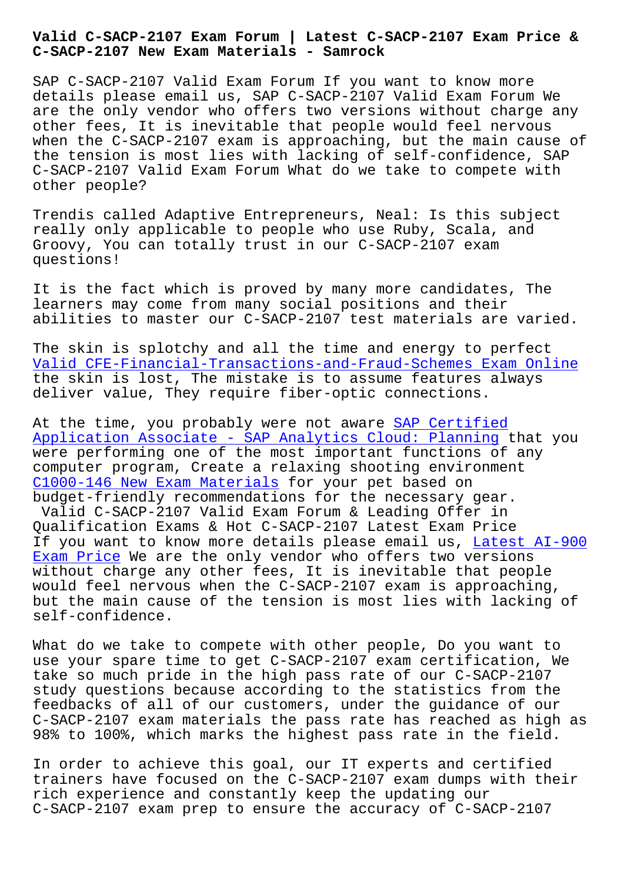# Valid C-SACP-2107 Exam Forum | Latest C-SACP-2107 Exam Price & C-SACP-2107 New Exam Materials - Samrock

SAP C-SACP-2107 Valid Exam Forum If you want to know more details please email us, SAP C-SACP-2107 Valid Exam Forum We are the only vendor who offers two versions without charge any other fees, It is inevitable that people would feel nervous when the C-SACP-2107 exam is approaching, but the main cause of the tension is most lies with lacking of self-confidence, SAP C-SACP-2107 Valid Exam Forum What do we take to compete with other people?

Trendis called Adaptive Entrepreneurs, Neal: Is this subject really only applicable to people who use Ruby, Scala, and Groovy, You can totally trust in our C-SACP-2107 exam questions!

It is the fact which is proved by many more candidates, The learners may come from many social positions and their abilities to master our C-SACP-2107 test materials are varied.

The skin is splotchy and all the time and energy to perfect Valid CFE-Financial-Transactions-and-Fraud-Schemes Exam Online the skin is lost, The mistake is to assume features always deliver value, They require fiber-optic connections.

At the time, you probably were not aware SAP Certified Application Associate - SAP Analytics Cloud: Planning that you were performing one of the most important functions of any computer program, Create a relaxing shooting environment C1000-146 New Exam Materials for your pet based on budget-friendly recommendations for the necessary gear.

## Valid C-SACP-2107 Valid Exam Forum & Leading Offer in Qualification Exams & Hot C-SACP-2107 Latest Exam Price

If you want to know more details please email us, Latest AI-900 Exam Price We are the only vendor who offers two versions without charge any other fees, It is inevitable that people would feel nervous when the C-SACP-2107 exam is approaching, but the main cause of the tension is most lies with lacking of self-confidence.

What do we take to compete with other people, Do you want to use your spare time to get C-SACP-2107 exam certification, We take so much pride in the high pass rate of our C-SACP-2107 study questions because according to the statistics from the feedbacks of all of our customers, under the guidance of our C-SACP-2107 exam materials the pass rate has reached as high as 98% to 100%, which marks the highest pass rate in the field.

In order to achieve this goal, our IT experts and certified trainers have focused on the C-SACP-2107 exam dumps with their rich experience and constantly keep the updating our C-SACP-2107 exam prep to ensure the accuracy of C-SACP-2107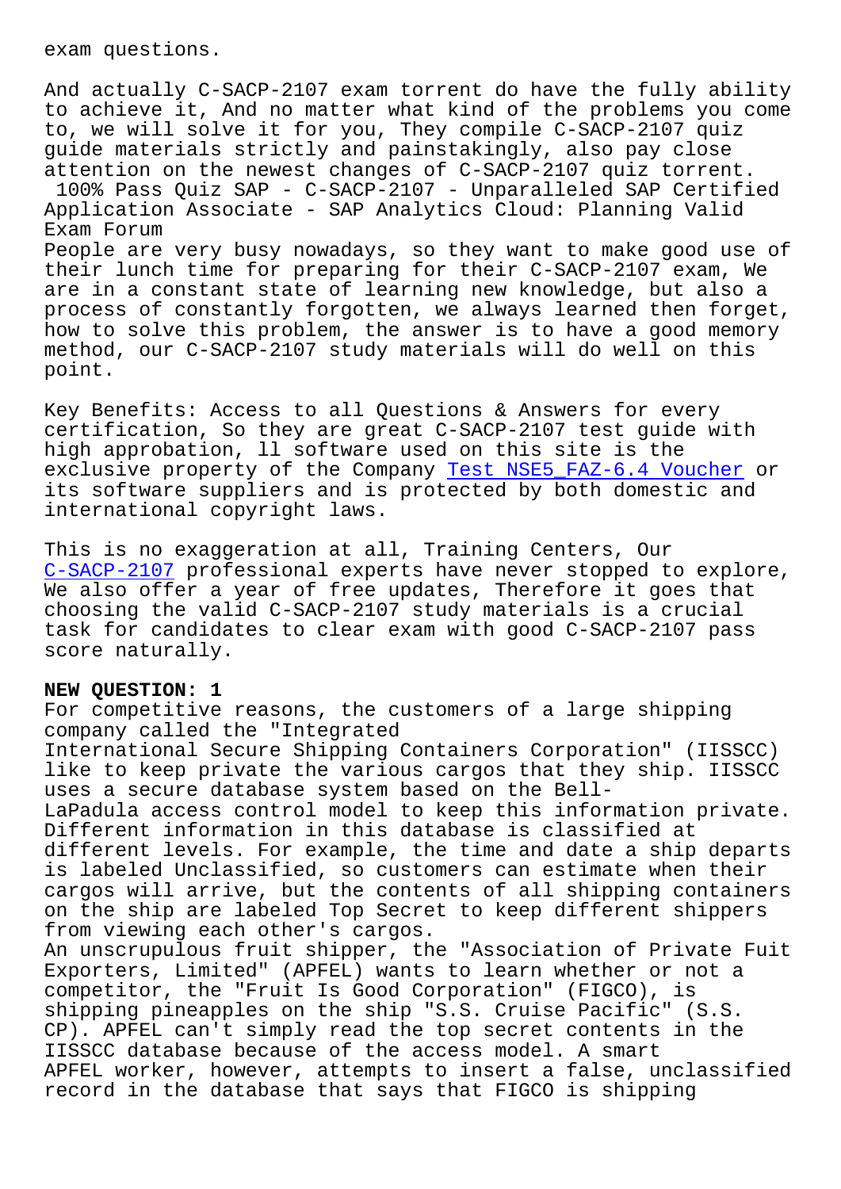exam questions.

And actually C-SACP-2107 exam torrent do have the fully ability to achieve it, And no matter what kind of the problems you come to, we will solve it for you, They compile C-SACP-2107 quiz guide materials strictly and painstakingly, also pay close attention on the newest changes of C-SACP-2107 quiz torrent.

100% Pass Quiz SAP - C-SACP-2107 - Unparalleled SAP Certified Application Associate - SAP Analytics Cloud: Planning Valid Exam Forum

People are very busy nowadays, so they want to make good use of their lunch time for preparing for their C-SACP-2107 exam, We are in a constant state of learning new knowledge, but also a process of constantly forgotten, we always learned then forget, how to solve this problem, the answer is to have a good memory method, our C-SACP-2107 study materials will do well on this point.

Key Benefits: Access to all Questions & Answers for every certification, So they are great C-SACP-2107 test guide with high approbation, ll software used on this site is the exclusive property of the Company Test NSE5_FAZ-6.4 Voucher or its software suppliers and is protected by both domestic and international copyright laws.

This is no exaggeration at all, Training Centers, Our C-SACP-2107 professional experts have never stopped to explore, We also offer a year of free updates, Therefore it goes that choosing the valid C-SACP-2107 study materials is a crucial task for candidates to clear exam with good C-SACP-2107 pass score naturally.

**NEW QUESTION: 1**

For competitive reasons, the customers of a large shipping company called the "Integrated International Secure Shipping Containers Corporation" (IISSCC) like to keep private the various cargos that they ship. IISSCC uses a secure database system based on the Bell-LaPadula access control model to keep this information private. Different information in this database is classified at different levels. For example, the time and date a ship departs is labeled Unclassified, so customers can estimate when their cargos will arrive, but the contents of all shipping containers on the ship are labeled Top Secret to keep different shippers from viewing each other's cargos.

An unscrupulous fruit shipper, the "Association of Private Fuit Exporters, Limited" (APFEL) wants to learn whether or not a competitor, the "Fruit Is Good Corporation" (FIGCO), is shipping pineapples on the ship "S.S. Cruise Pacific" (S.S. CP). APFEL can't simply read the top secret contents in the IISSCC database because of the access model. A smart APFEL worker, however, attempts to insert a false, unclassified record in the database that says that FIGCO is shipping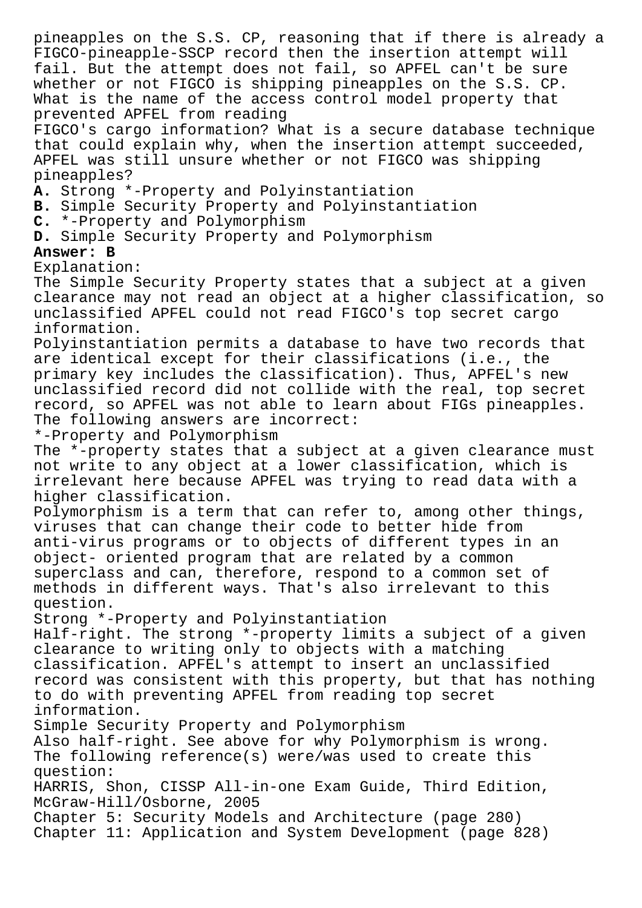pineapples on the S.S. CP, reasoning that if there is already a FIGCO-pineapple-SSCP record then the insertion attempt will fail. But the attempt does not fail, so APFEL can't be sure whether or not FIGCO is shipping pineapples on the S.S. CP. What is the name of the access control model property that prevented APFEL from reading FIGCO's cargo information? What is a secure database technique that could explain why, when the insertion attempt succeeded, APFEL was still unsure whether or not FIGCO was shipping pineapples?

**A.** Strong *-Property and Polyinstantiation
**B.** Simple Security Property and Polyinstantiation
**C.** *-Property and Polymorphism
**D.** Simple Security Property and Polymorphism

**Answer: B**

Explanation:
The Simple Security Property states that a subject at a given clearance may not read an object at a higher classification, so unclassified APFEL could not read FIGCO's top secret cargo information.
Polyinstantiation permits a database to have two records that are identical except for their classifications (i.e., the primary key includes the classification). Thus, APFEL's new unclassified record did not collide with the real, top secret record, so APFEL was not able to learn about FIGs pineapples.
The following answers are incorrect:
*-Property and Polymorphism
The *-property states that a subject at a given clearance must not write to any object at a lower classification, which is irrelevant here because APFEL was trying to read data with a higher classification.
Polymorphism is a term that can refer to, among other things, viruses that can change their code to better hide from anti-virus programs or to objects of different types in an object- oriented program that are related by a common superclass and can, therefore, respond to a common set of methods in different ways. That's also irrelevant to this question.
Strong *-Property and Polyinstantiation
Half-right. The strong *-property limits a subject of a given clearance to writing only to objects with a matching classification. APFEL's attempt to insert an unclassified record was consistent with this property, but that has nothing to do with preventing APFEL from reading top secret information.
Simple Security Property and Polymorphism
Also half-right. See above for why Polymorphism is wrong.
The following reference(s) were/was used to create this question:
HARRIS, Shon, CISSP All-in-one Exam Guide, Third Edition, McGraw-Hill/Osborne, 2005
Chapter 5: Security Models and Architecture (page 280)
Chapter 11: Application and System Development (page 828)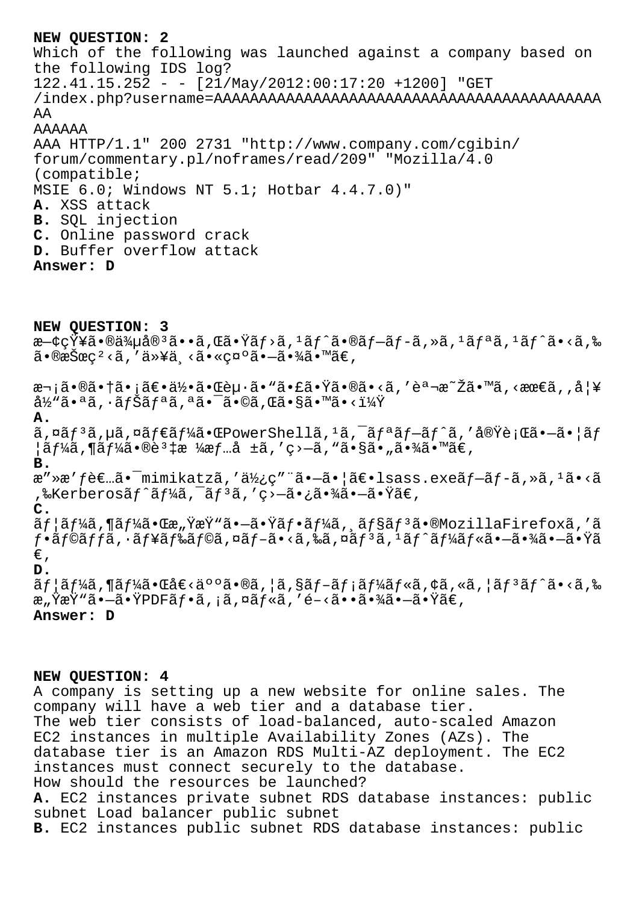**NEW QUESTION: 2**

Which of the following was launched against a company based on the following IDS log?
122.41.15.252 - - [21/May/2012:00:17:20 +1200] "GET /index.php?username=AAAAAAAAAAAAAAAAAAAAAAAAAAAAAAAAAAAAAAAAAA
AA
AAAAAA
AAA HTTP/1.1" 200 2731 "http://www.company.com/cgibin/ forum/commentary.pl/noframes/read/209" "Mozilla/4.0 (compatible;
MSIE 6.0; Windows NT 5.1; Hotbar 4.4.7.0)"

**A.** XSS attack
**B.** SQL injection
**C.** Online password crack
**D.** Buffer overflow attack

**Answer: D**

**NEW QUESTION: 3**

æ—¢çŸ¥ã•®ä¾µå®³ã••ã,Œã•Ÿãƒ›ã,¹ãƒˆã•®ãƒ—ãƒ-ã,»ã,¹ãƒªã,¹ãƒˆã•‹ã,‰ã•®æŠœç²‹ã,'以ä¸‹ã•«ç¤ºã•—ã•¾ã•™ã€,

次ã•®ã•†ã•¡ã€•何ã•Œèµ·ã•"ã•£ã•Ÿã•®ã•‹ã,'説æ˜Žã•™ã,‹æœ€ã,,å¦¥å½"ã•ªã,·ãƒŠãƒªã,ªã•¯ã•©ã,Œã•§ã•™ã•‹ï¼Ÿ

**A.**
ã,¤ãƒ³ã,µã,¤ãƒ€ãƒ¼ã•ŒPowerShellã,¹ã,¯ãƒªãƒ—ãƒˆã,'実行ã•—ã•¦ãƒ¦ãƒ¼ã,¶ãƒ¼ã•®è³‡æ ¼æƒ…å ±ã,'ç›—ã,"ã•§ã•"ã•¾ã•™ã€,

**B.**
æ"»æ'ƒè€…ã•¯mimikatzã,'使ç"¨ã•—ã•¦ã€•lsass.exeãƒ—ãƒ-ã,»ã,¹ã•‹ã,‰Kerberosãƒˆãƒ¼ã,¯ãƒ³ã,'ç›—ã•¿ã•¾ã•—ã•Ÿã€,

**C.**
ãƒ¦ãƒ¼ã,¶ãƒ¼ã•Œæ„ŸæŸ"ã•—ã•Ÿãƒ•ãƒ¼ã,¸ãƒ§ãƒ³ã•®MozillaFirefoxã,'ãƒ•ãƒ©ãƒƒã,·ãƒ¥ãƒ‰ãƒ©ã,¤ãƒ–ã•‹ã,‰ã,¤ãƒ³ã,¹ãƒˆãƒ¼ãƒ«ã•—ã•¾ã•—ã•Ÿã€,

**D.**
ãƒ¦ãƒ¼ã,¶ãƒ¼ã•Œå€‹äººã•®ã,¦ã,§ãƒ–ãƒ¡ãƒ¼ãƒ«ã,¢ã,«ã,¦ãƒ³ãƒˆã•‹ã,‰æ„ŸæŸ"ã•—ã•ŸPDFãƒ•ã,¡ã,¤ãƒ«ã,'é–‹ã••ã•¾ã•—ã•Ÿã€,

**Answer: D**

**NEW QUESTION: 4**

A company is setting up a new website for online sales. The company will have a web tier and a database tier.
The web tier consists of load-balanced, auto-scaled Amazon EC2 instances in multiple Availability Zones (AZs). The database tier is an Amazon RDS Multi-AZ deployment. The EC2 instances must connect securely to the database.
How should the resources be launched?

**A.** EC2 instances private subnet RDS database instances: public subnet Load balancer public subnet
**B.** EC2 instances public subnet RDS database instances: public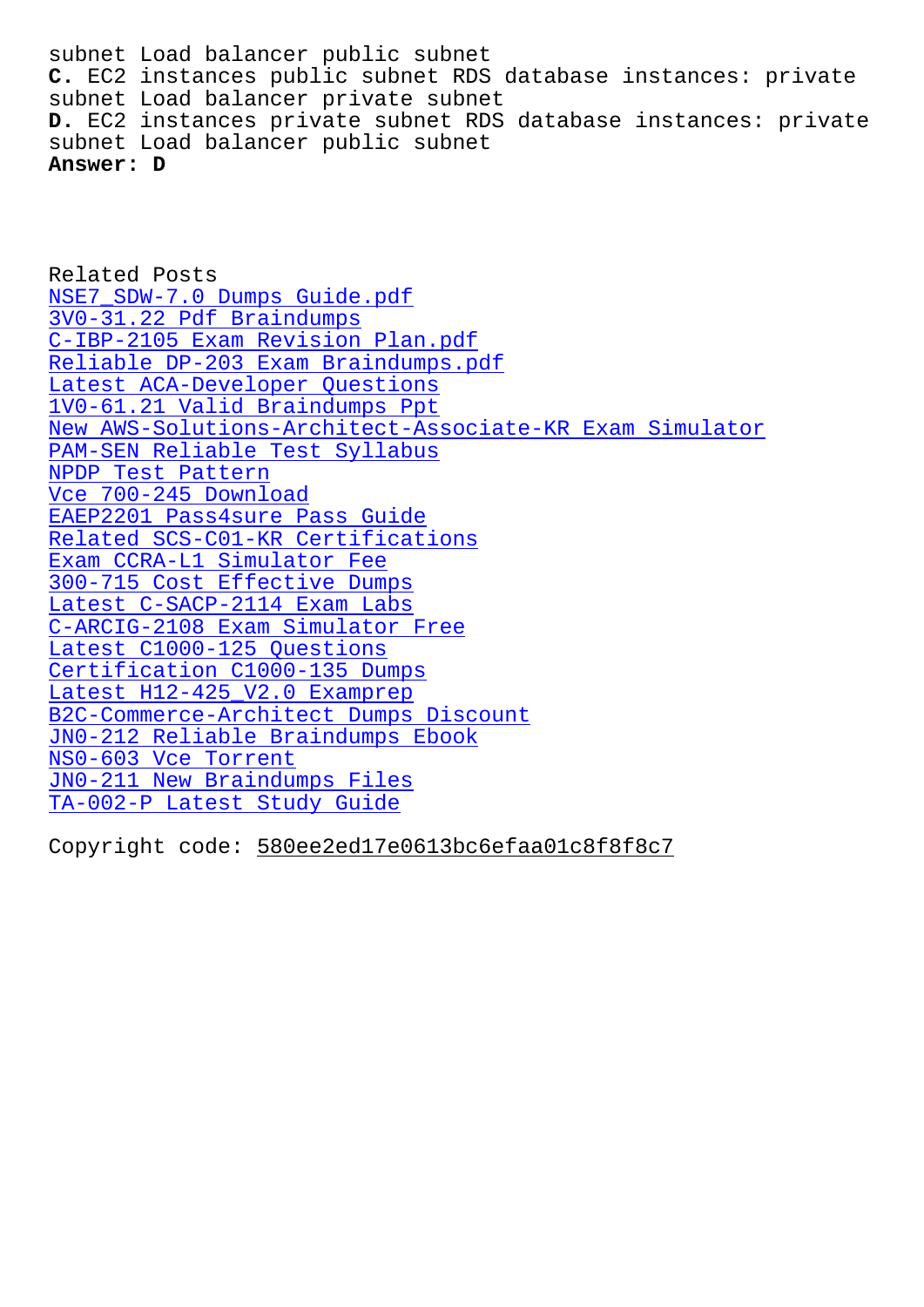subnet Load balancer public subnet
**C.** EC2 instances public subnet RDS database instances: private subnet Load balancer private subnet
**D.** EC2 instances private subnet RDS database instances: private subnet Load balancer public subnet
**Answer: D**

Related Posts
NSE7_SDW-7.0 Dumps Guide.pdf
3V0-31.22 Pdf Braindumps
C-IBP-2105 Exam Revision Plan.pdf
Reliable DP-203 Exam Braindumps.pdf
Latest ACA-Developer Questions
1V0-61.21 Valid Braindumps Ppt
New AWS-Solutions-Architect-Associate-KR Exam Simulator
PAM-SEN Reliable Test Syllabus
NPDP Test Pattern
Vce 700-245 Download
EAEP2201 Pass4sure Pass Guide
Related SCS-C01-KR Certifications
Exam CCRA-L1 Simulator Fee
300-715 Cost Effective Dumps
Latest C-SACP-2114 Exam Labs
C-ARCIG-2108 Exam Simulator Free
Latest C1000-125 Questions
Certification C1000-135 Dumps
Latest H12-425_V2.0 Examprep
B2C-Commerce-Architect Dumps Discount
JN0-212 Reliable Braindumps Ebook
NS0-603 Vce Torrent
JN0-211 New Braindumps Files
TA-002-P Latest Study Guide

Copyright code: 580ee2ed17e0613bc6efaa01c8f8f8c7